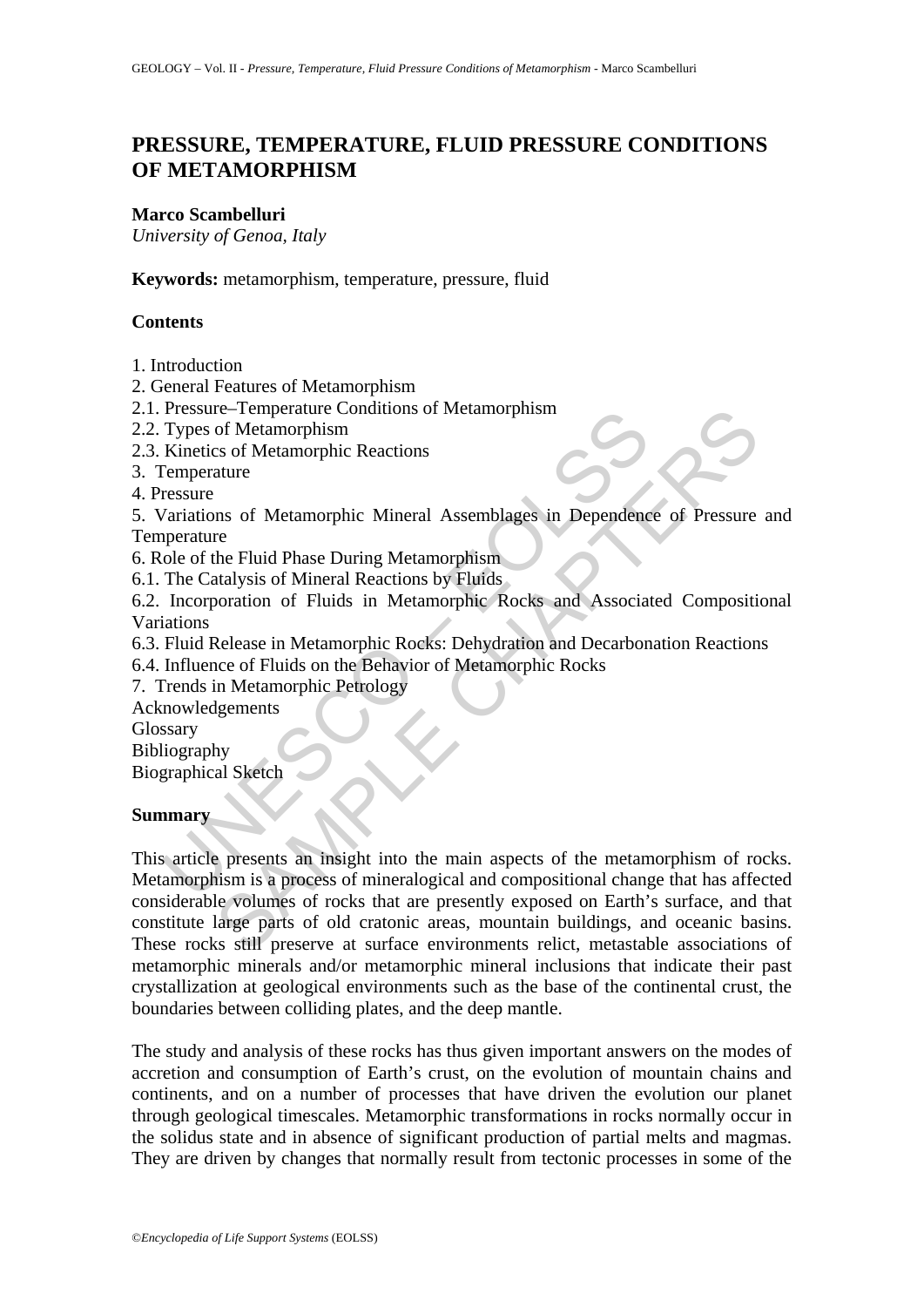# PRESSURE, TEMPERATURE, FLUID PRESSURE CONDITIONS OF METAMORPHISM

**Marco Scambelluri**
*University of Genoa, Italy*

**Keywords:** metamorphism, temperature, pressure, fluid

## Contents

1. Introduction
2. General Features of Metamorphism
2.1. Pressure–Temperature Conditions of Metamorphism
2.2. Types of Metamorphism
2.3. Kinetics of Metamorphic Reactions
3. Temperature
4. Pressure
5. Variations of Metamorphic Mineral Assemblages in Dependence of Pressure and Temperature
6. Role of the Fluid Phase During Metamorphism
6.1. The Catalysis of Mineral Reactions by Fluids
6.2. Incorporation of Fluids in Metamorphic Rocks and Associated Compositional Variations
6.3. Fluid Release in Metamorphic Rocks: Dehydration and Decarbonation Reactions
6.4. Influence of Fluids on the Behavior of Metamorphic Rocks
7. Trends in Metamorphic Petrology
Acknowledgements
Glossary
Bibliography
Biographical Sketch

## Summary

This article presents an insight into the main aspects of the metamorphism of rocks. Metamorphism is a process of mineralogical and compositional change that has affected considerable volumes of rocks that are presently exposed on Earth's surface, and that constitute large parts of old cratonic areas, mountain buildings, and oceanic basins. These rocks still preserve at surface environments relict, metastable associations of metamorphic minerals and/or metamorphic mineral inclusions that indicate their past crystallization at geological environments such as the base of the continental crust, the boundaries between colliding plates, and the deep mantle.

The study and analysis of these rocks has thus given important answers on the modes of accretion and consumption of Earth's crust, on the evolution of mountain chains and continents, and on a number of processes that have driven the evolution our planet through geological timescales. Metamorphic transformations in rocks normally occur in the solidus state and in absence of significant production of partial melts and magmas. They are driven by changes that normally result from tectonic processes in some of the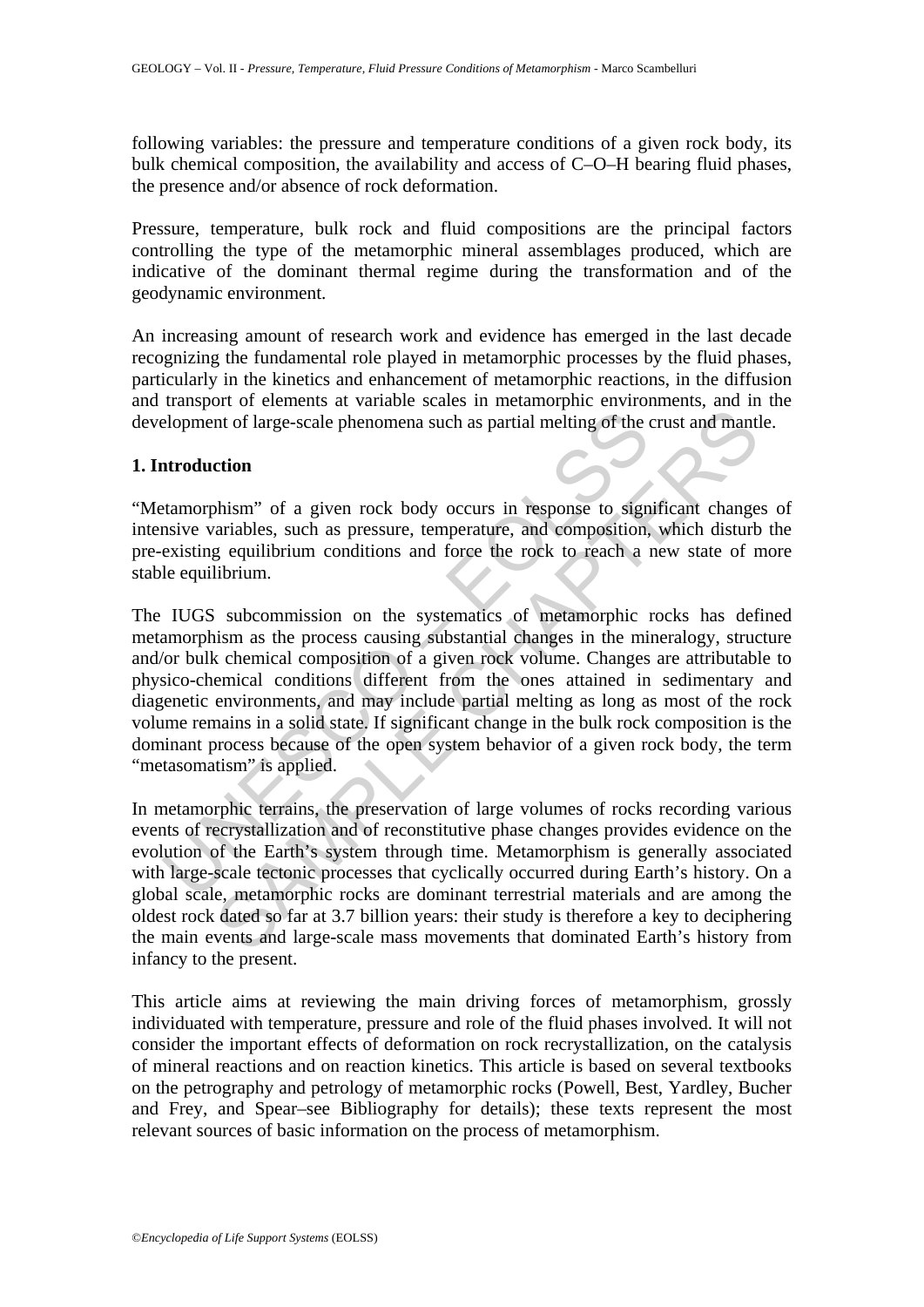following variables: the pressure and temperature conditions of a given rock body, its bulk chemical composition, the availability and access of C–O–H bearing fluid phases, the presence and/or absence of rock deformation.

Pressure, temperature, bulk rock and fluid compositions are the principal factors controlling the type of the metamorphic mineral assemblages produced, which are indicative of the dominant thermal regime during the transformation and of the geodynamic environment.

An increasing amount of research work and evidence has emerged in the last decade recognizing the fundamental role played in metamorphic processes by the fluid phases, particularly in the kinetics and enhancement of metamorphic reactions, in the diffusion and transport of elements at variable scales in metamorphic environments, and in the development of large-scale phenomena such as partial melting of the crust and mantle.

## 1. Introduction

"Metamorphism" of a given rock body occurs in response to significant changes of intensive variables, such as pressure, temperature, and composition, which disturb the pre-existing equilibrium conditions and force the rock to reach a new state of more stable equilibrium.

The IUGS subcommission on the systematics of metamorphic rocks has defined metamorphism as the process causing substantial changes in the mineralogy, structure and/or bulk chemical composition of a given rock volume. Changes are attributable to physico-chemical conditions different from the ones attained in sedimentary and diagenetic environments, and may include partial melting as long as most of the rock volume remains in a solid state. If significant change in the bulk rock composition is the dominant process because of the open system behavior of a given rock body, the term "metasomatism" is applied.

In metamorphic terrains, the preservation of large volumes of rocks recording various events of recrystallization and of reconstitutive phase changes provides evidence on the evolution of the Earth's system through time. Metamorphism is generally associated with large-scale tectonic processes that cyclically occurred during Earth's history. On a global scale, metamorphic rocks are dominant terrestrial materials and are among the oldest rock dated so far at 3.7 billion years: their study is therefore a key to deciphering the main events and large-scale mass movements that dominated Earth's history from infancy to the present.

This article aims at reviewing the main driving forces of metamorphism, grossly individuated with temperature, pressure and role of the fluid phases involved. It will not consider the important effects of deformation on rock recrystallization, on the catalysis of mineral reactions and on reaction kinetics. This article is based on several textbooks on the petrography and petrology of metamorphic rocks (Powell, Best, Yardley, Bucher and Frey, and Spear–see Bibliography for details); these texts represent the most relevant sources of basic information on the process of metamorphism.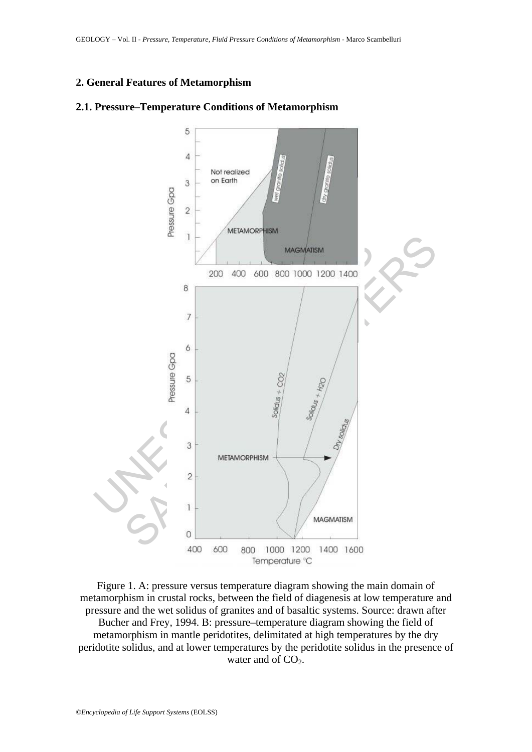## 2. General Features of Metamorphism

### 2.1. Pressure–Temperature Conditions of Metamorphism

Figure 1. A: pressure versus temperature diagram showing the main domain of metamorphism in crustal rocks, between the field of diagenesis at low temperature and pressure and the wet solidus of granites and of basaltic systems. Source: drawn after Bucher and Frey, 1994. B: pressure–temperature diagram showing the field of metamorphism in mantle peridotites, delimitated at high temperatures by the dry peridotite solidus, and at lower temperatures by the peridotite solidus in the presence of water and of $CO_2$.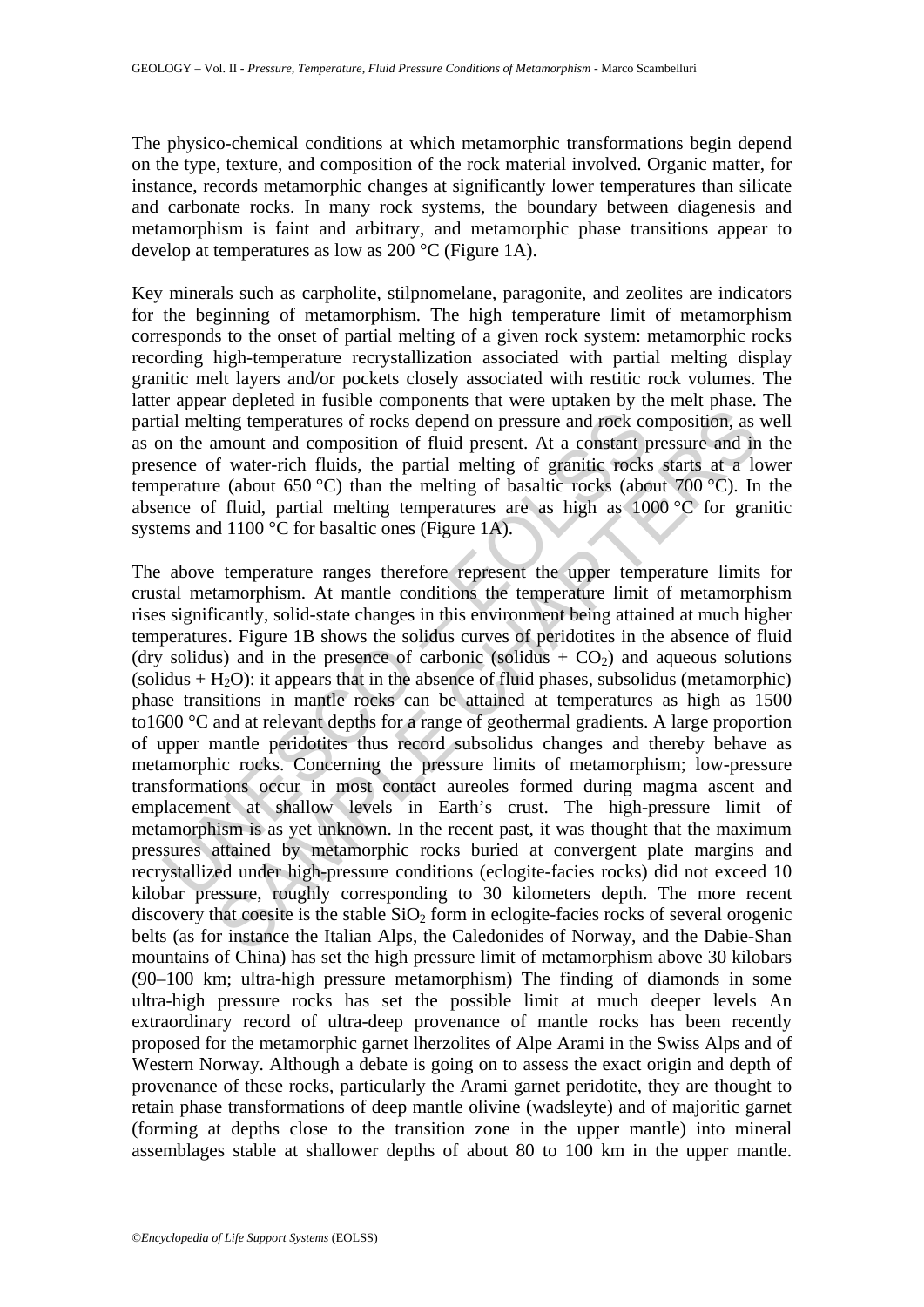The physico-chemical conditions at which metamorphic transformations begin depend on the type, texture, and composition of the rock material involved. Organic matter, for instance, records metamorphic changes at significantly lower temperatures than silicate and carbonate rocks. In many rock systems, the boundary between diagenesis and metamorphism is faint and arbitrary, and metamorphic phase transitions appear to develop at temperatures as low as 200 °C (Figure 1A).

Key minerals such as carpholite, stilpnomelane, paragonite, and zeolites are indicators for the beginning of metamorphism. The high temperature limit of metamorphism corresponds to the onset of partial melting of a given rock system: metamorphic rocks recording high-temperature recrystallization associated with partial melting display granitic melt layers and/or pockets closely associated with restitic rock volumes. The latter appear depleted in fusible components that were uptaken by the melt phase. The partial melting temperatures of rocks depend on pressure and rock composition, as well as on the amount and composition of fluid present. At a constant pressure and in the presence of water-rich fluids, the partial melting of granitic rocks starts at a lower temperature (about 650 °C) than the melting of basaltic rocks (about 700 °C). In the absence of fluid, partial melting temperatures are as high as 1000 °C for granitic systems and 1100 °C for basaltic ones (Figure 1A).

The above temperature ranges therefore represent the upper temperature limits for crustal metamorphism. At mantle conditions the temperature limit of metamorphism rises significantly, solid-state changes in this environment being attained at much higher temperatures. Figure 1B shows the solidus curves of peridotites in the absence of fluid (dry solidus) and in the presence of carbonic (solidus + $CO_2$) and aqueous solutions (solidus + $H_2O$): it appears that in the absence of fluid phases, subsolidus (metamorphic) phase transitions in mantle rocks can be attained at temperatures as high as 1500 to1600 °C and at relevant depths for a range of geothermal gradients. A large proportion of upper mantle peridotites thus record subsolidus changes and thereby behave as metamorphic rocks. Concerning the pressure limits of metamorphism; low-pressure transformations occur in most contact aureoles formed during magma ascent and emplacement at shallow levels in Earth's crust. The high-pressure limit of metamorphism is as yet unknown. In the recent past, it was thought that the maximum pressures attained by metamorphic rocks buried at convergent plate margins and recrystallized under high-pressure conditions (eclogite-facies rocks) did not exceed 10 kilobar pressure, roughly corresponding to 30 kilometers depth. The more recent discovery that coesite is the stable $SiO_2$ form in eclogite-facies rocks of several orogenic belts (as for instance the Italian Alps, the Caledonides of Norway, and the Dabie-Shan mountains of China) has set the high pressure limit of metamorphism above 30 kilobars (90–100 km; ultra-high pressure metamorphism) The finding of diamonds in some ultra-high pressure rocks has set the possible limit at much deeper levels An extraordinary record of ultra-deep provenance of mantle rocks has been recently proposed for the metamorphic garnet lherzolites of Alpe Arami in the Swiss Alps and of Western Norway. Although a debate is going on to assess the exact origin and depth of provenance of these rocks, particularly the Arami garnet peridotite, they are thought to retain phase transformations of deep mantle olivine (wadsleyte) and of majoritic garnet (forming at depths close to the transition zone in the upper mantle) into mineral assemblages stable at shallower depths of about 80 to 100 km in the upper mantle.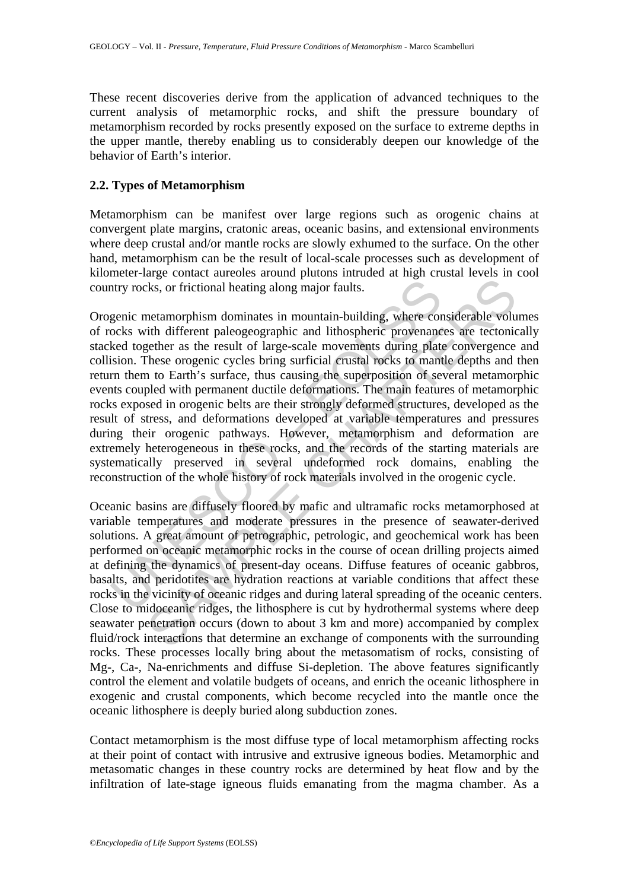These recent discoveries derive from the application of advanced techniques to the current analysis of metamorphic rocks, and shift the pressure boundary of metamorphism recorded by rocks presently exposed on the surface to extreme depths in the upper mantle, thereby enabling us to considerably deepen our knowledge of the behavior of Earth's interior.

## 2.2. Types of Metamorphism

Metamorphism can be manifest over large regions such as orogenic chains at convergent plate margins, cratonic areas, oceanic basins, and extensional environments where deep crustal and/or mantle rocks are slowly exhumed to the surface. On the other hand, metamorphism can be the result of local-scale processes such as development of kilometer-large contact aureoles around plutons intruded at high crustal levels in cool country rocks, or frictional heating along major faults.

Orogenic metamorphism dominates in mountain-building, where considerable volumes of rocks with different paleogeographic and lithospheric provenances are tectonically stacked together as the result of large-scale movements during plate convergence and collision. These orogenic cycles bring surficial crustal rocks to mantle depths and then return them to Earth's surface, thus causing the superposition of several metamorphic events coupled with permanent ductile deformations. The main features of metamorphic rocks exposed in orogenic belts are their strongly deformed structures, developed as the result of stress, and deformations developed at variable temperatures and pressures during their orogenic pathways. However, metamorphism and deformation are extremely heterogeneous in these rocks, and the records of the starting materials are systematically preserved in several undeformed rock domains, enabling the reconstruction of the whole history of rock materials involved in the orogenic cycle.

Oceanic basins are diffusely floored by mafic and ultramafic rocks metamorphosed at variable temperatures and moderate pressures in the presence of seawater-derived solutions. A great amount of petrographic, petrologic, and geochemical work has been performed on oceanic metamorphic rocks in the course of ocean drilling projects aimed at defining the dynamics of present-day oceans. Diffuse features of oceanic gabbros, basalts, and peridotites are hydration reactions at variable conditions that affect these rocks in the vicinity of oceanic ridges and during lateral spreading of the oceanic centers. Close to midoceanic ridges, the lithosphere is cut by hydrothermal systems where deep seawater penetration occurs (down to about 3 km and more) accompanied by complex fluid/rock interactions that determine an exchange of components with the surrounding rocks. These processes locally bring about the metasomatism of rocks, consisting of Mg-, Ca-, Na-enrichments and diffuse Si-depletion. The above features significantly control the element and volatile budgets of oceans, and enrich the oceanic lithosphere in exogenic and crustal components, which become recycled into the mantle once the oceanic lithosphere is deeply buried along subduction zones.

Contact metamorphism is the most diffuse type of local metamorphism affecting rocks at their point of contact with intrusive and extrusive igneous bodies. Metamorphic and metasomatic changes in these country rocks are determined by heat flow and by the infiltration of late-stage igneous fluids emanating from the magma chamber. As a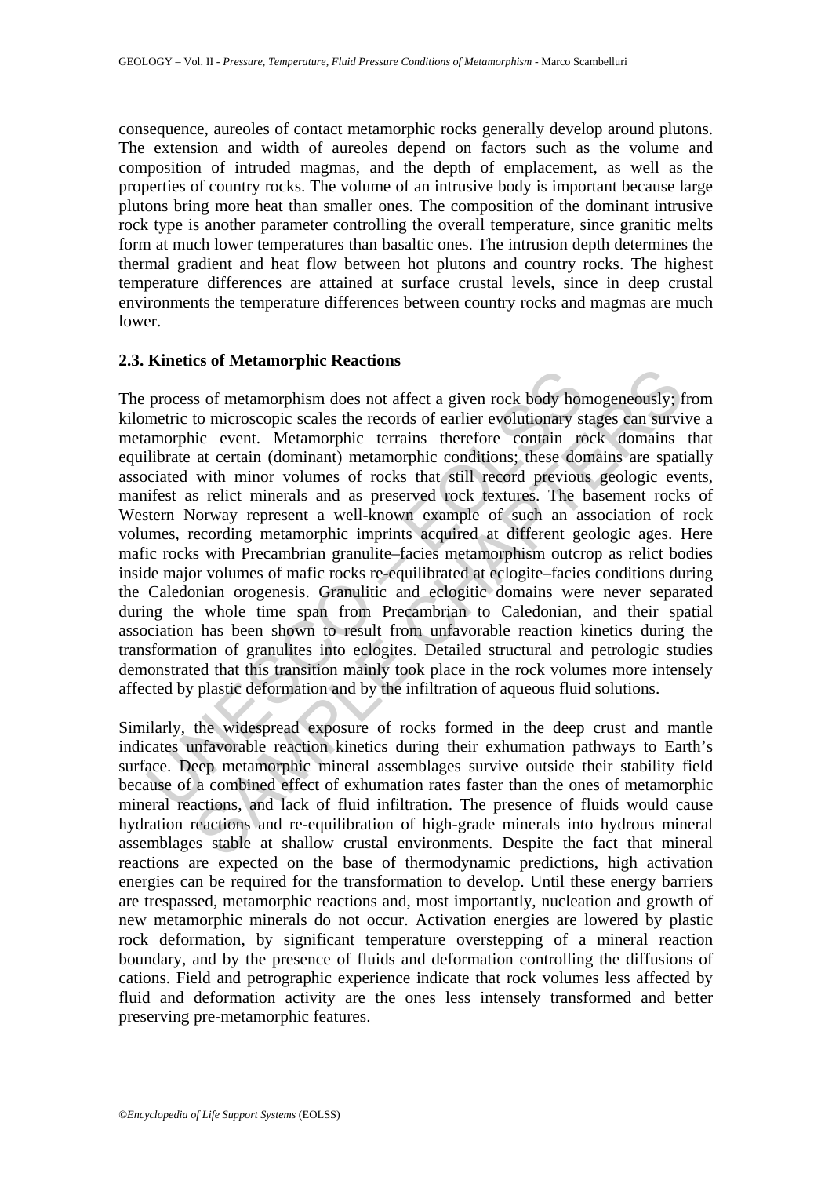consequence, aureoles of contact metamorphic rocks generally develop around plutons. The extension and width of aureoles depend on factors such as the volume and composition of intruded magmas, and the depth of emplacement, as well as the properties of country rocks. The volume of an intrusive body is important because large plutons bring more heat than smaller ones. The composition of the dominant intrusive rock type is another parameter controlling the overall temperature, since granitic melts form at much lower temperatures than basaltic ones. The intrusion depth determines the thermal gradient and heat flow between hot plutons and country rocks. The highest temperature differences are attained at surface crustal levels, since in deep crustal environments the temperature differences between country rocks and magmas are much lower.

### 2.3. Kinetics of Metamorphic Reactions

The process of metamorphism does not affect a given rock body homogeneously; from kilometric to microscopic scales the records of earlier evolutionary stages can survive a metamorphic event. Metamorphic terrains therefore contain rock domains that equilibrate at certain (dominant) metamorphic conditions; these domains are spatially associated with minor volumes of rocks that still record previous geologic events, manifest as relict minerals and as preserved rock textures. The basement rocks of Western Norway represent a well-known example of such an association of rock volumes, recording metamorphic imprints acquired at different geologic ages. Here mafic rocks with Precambrian granulite–facies metamorphism outcrop as relict bodies inside major volumes of mafic rocks re-equilibrated at eclogite–facies conditions during the Caledonian orogenesis. Granulitic and eclogitic domains were never separated during the whole time span from Precambrian to Caledonian, and their spatial association has been shown to result from unfavorable reaction kinetics during the transformation of granulites into eclogites. Detailed structural and petrologic studies demonstrated that this transition mainly took place in the rock volumes more intensely affected by plastic deformation and by the infiltration of aqueous fluid solutions.

Similarly, the widespread exposure of rocks formed in the deep crust and mantle indicates unfavorable reaction kinetics during their exhumation pathways to Earth's surface. Deep metamorphic mineral assemblages survive outside their stability field because of a combined effect of exhumation rates faster than the ones of metamorphic mineral reactions, and lack of fluid infiltration. The presence of fluids would cause hydration reactions and re-equilibration of high-grade minerals into hydrous mineral assemblages stable at shallow crustal environments. Despite the fact that mineral reactions are expected on the base of thermodynamic predictions, high activation energies can be required for the transformation to develop. Until these energy barriers are trespassed, metamorphic reactions and, most importantly, nucleation and growth of new metamorphic minerals do not occur. Activation energies are lowered by plastic rock deformation, by significant temperature overstepping of a mineral reaction boundary, and by the presence of fluids and deformation controlling the diffusions of cations. Field and petrographic experience indicate that rock volumes less affected by fluid and deformation activity are the ones less intensely transformed and better preserving pre-metamorphic features.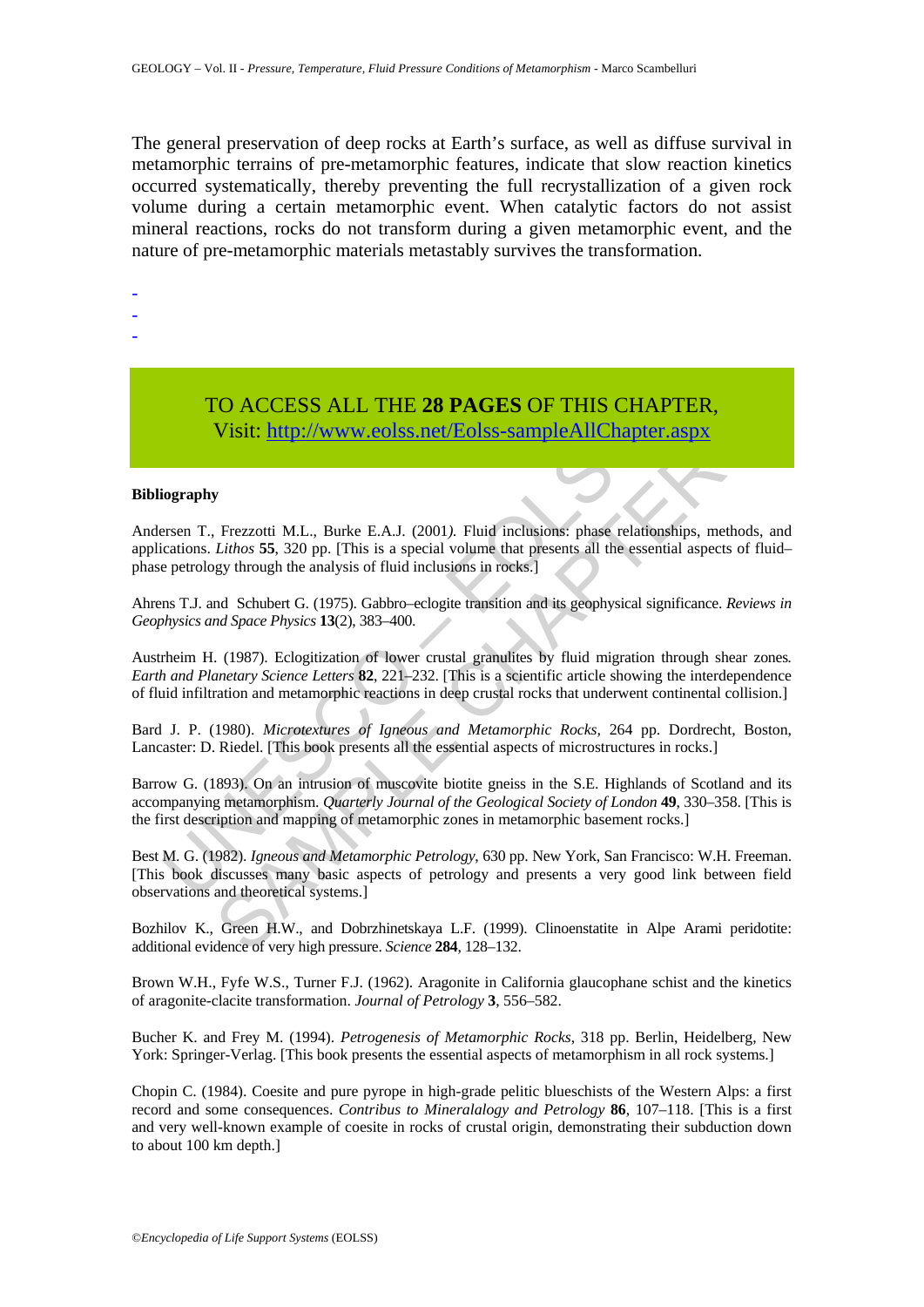The general preservation of deep rocks at Earth's surface, as well as diffuse survival in metamorphic terrains of pre-metamorphic features, indicate that slow reaction kinetics occurred systematically, thereby preventing the full recrystallization of a given rock volume during a certain metamorphic event. When catalytic factors do not assist mineral reactions, rocks do not transform during a given metamorphic event, and the nature of pre-metamorphic materials metastably survives the transformation.

-
-
-

TO ACCESS ALL THE **28 PAGES** OF THIS CHAPTER,
Visit: http://www.eolss.net/Eolss-sampleAllChapter.aspx

**Bibliography**

Andersen T., Frezzotti M.L., Burke E.A.J. (2001). Fluid inclusions: phase relationships, methods, and applications. *Lithos* **55**, 320 pp. [This is a special volume that presents all the essential aspects of fluid–phase petrology through the analysis of fluid inclusions in rocks.]

Ahrens T.J. and Schubert G. (1975). Gabbro–eclogite transition and its geophysical significance. *Reviews in Geophysics and Space Physics* **13**(2), 383–400.

Austrheim H. (1987). Eclogitization of lower crustal granulites by fluid migration through shear zones. *Earth and Planetary Science Letters* **82**, 221–232. [This is a scientific article showing the interdependence of fluid infiltration and metamorphic reactions in deep crustal rocks that underwent continental collision.]

Bard J. P. (1980). *Microtextures of Igneous and Metamorphic Rocks*, 264 pp. Dordrecht, Boston, Lancaster: D. Riedel. [This book presents all the essential aspects of microstructures in rocks.]

Barrow G. (1893). On an intrusion of muscovite biotite gneiss in the S.E. Highlands of Scotland and its accompanying metamorphism. *Quarterly Journal of the Geological Society of London* **49**, 330–358. [This is the first description and mapping of metamorphic zones in metamorphic basement rocks.]

Best M. G. (1982). *Igneous and Metamorphic Petrology*, 630 pp. New York, San Francisco: W.H. Freeman. [This book discusses many basic aspects of petrology and presents a very good link between field observations and theoretical systems.]

Bozhilov K., Green H.W., and Dobrzhinetskaya L.F. (1999). Clinoenstatite in Alpe Arami peridotite: additional evidence of very high pressure. *Science* **284**, 128–132.

Brown W.H., Fyfe W.S., Turner F.J. (1962). Aragonite in California glaucophane schist and the kinetics of aragonite-clacite transformation. *Journal of Petrology* **3**, 556–582.

Bucher K. and Frey M. (1994). *Petrogenesis of Metamorphic Rocks*, 318 pp. Berlin, Heidelberg, New York: Springer-Verlag. [This book presents the essential aspects of metamorphism in all rock systems.]

Chopin C. (1984). Coesite and pure pyrope in high-grade pelitic blueschists of the Western Alps: a first record and some consequences. *Contribus to Mineralalogy and Petrology* **86**, 107–118. [This is a first and very well-known example of coesite in rocks of crustal origin, demonstrating their subduction down to about 100 km depth.]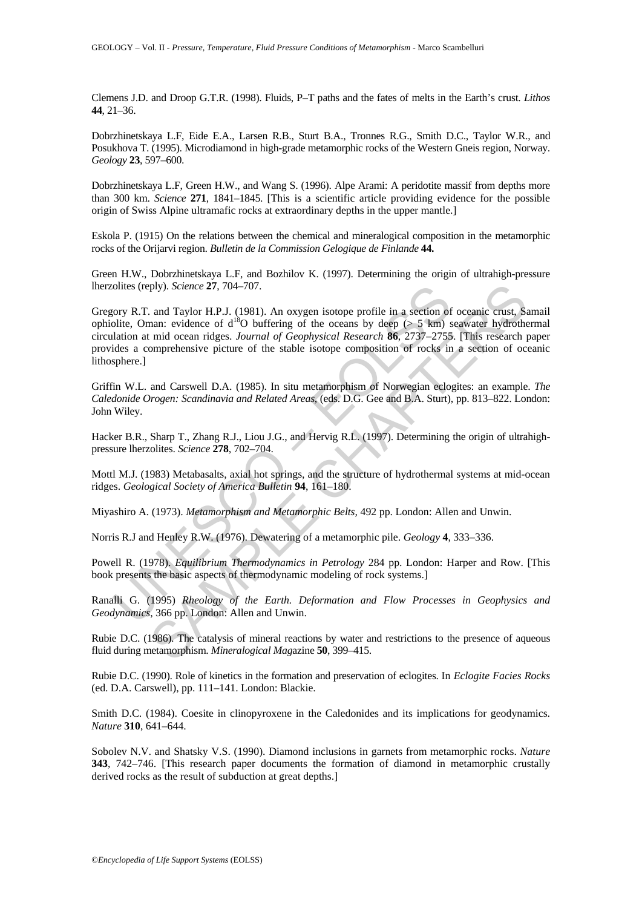Clemens J.D. and Droop G.T.R. (1998). Fluids, P–T paths and the fates of melts in the Earth's crust. *Lithos* **44**, 21–36.

Dobrzhinetskaya L.F, Eide E.A., Larsen R.B., Sturt B.A., Tronnes R.G., Smith D.C., Taylor W.R., and Posukhova T. (1995). Microdiamond in high-grade metamorphic rocks of the Western Gneis region, Norway. *Geology* **23**, 597–600.

Dobrzhinetskaya L.F, Green H.W., and Wang S. (1996). Alpe Arami: A peridotite massif from depths more than 300 km. *Science* **271**, 1841–1845. [This is a scientific article providing evidence for the possible origin of Swiss Alpine ultramafic rocks at extraordinary depths in the upper mantle.]

Eskola P. (1915) On the relations between the chemical and mineralogical composition in the metamorphic rocks of the Orijarvi region. *Bulletin de la Commission Gelogique de Finlande* **44.**

Green H.W., Dobrzhinetskaya L.F, and Bozhilov K. (1997). Determining the origin of ultrahigh-pressure lherzolites (reply). *Science* **27**, 704–707.

Gregory R.T. and Taylor H.P.J. (1981). An oxygen isotope profile in a section of oceanic crust, Samail ophiolite, Oman: evidence of $d^{18}O$ buffering of the oceans by deep (> 5 km) seawater hydrothermal circulation at mid ocean ridges. *Journal of Geophysical Research* **86**, 2737–2755. [This research paper provides a comprehensive picture of the stable isotope composition of rocks in a section of oceanic lithosphere.]

Griffin W.L. and Carswell D.A. (1985). In situ metamorphism of Norwegian eclogites: an example. *The Caledonide Orogen: Scandinavia and Related Areas*, (eds. D.G. Gee and B.A. Sturt), pp. 813–822. London: John Wiley.

Hacker B.R., Sharp T., Zhang R.J., Liou J.G., and Hervig R.L. (1997). Determining the origin of ultrahigh-pressure lherzolites. *Science* **278**, 702–704.

Mottl M.J. (1983) Metabasalts, axial hot springs, and the structure of hydrothermal systems at mid-ocean ridges. *Geological Society of America Bulletin* **94**, 161–180.

Miyashiro A. (1973). *Metamorphism and Metamorphic Belts*, 492 pp. London: Allen and Unwin.

Norris R.J and Henley R.W. (1976). Dewatering of a metamorphic pile. *Geology* **4**, 333–336.

Powell R. (1978). *Equilibrium Thermodynamics in Petrology* 284 pp. London: Harper and Row. [This book presents the basic aspects of thermodynamic modeling of rock systems.]

Ranalli G. (1995) *Rheology of the Earth. Deformation and Flow Processes in Geophysics and Geodynamics*, 366 pp. London: Allen and Unwin.

Rubie D.C. (1986). The catalysis of mineral reactions by water and restrictions to the presence of aqueous fluid during metamorphism. *Mineralogical Magazine* **50**, 399–415.

Rubie D.C. (1990). Role of kinetics in the formation and preservation of eclogites. In *Eclogite Facies Rocks* (ed. D.A. Carswell), pp. 111–141. London: Blackie.

Smith D.C. (1984). Coesite in clinopyroxene in the Caledonides and its implications for geodynamics. *Nature* **310**, 641–644.

Sobolev N.V. and Shatsky V.S. (1990). Diamond inclusions in garnets from metamorphic rocks. *Nature* **343**, 742–746. [This research paper documents the formation of diamond in metamorphic crustally derived rocks as the result of subduction at great depths.]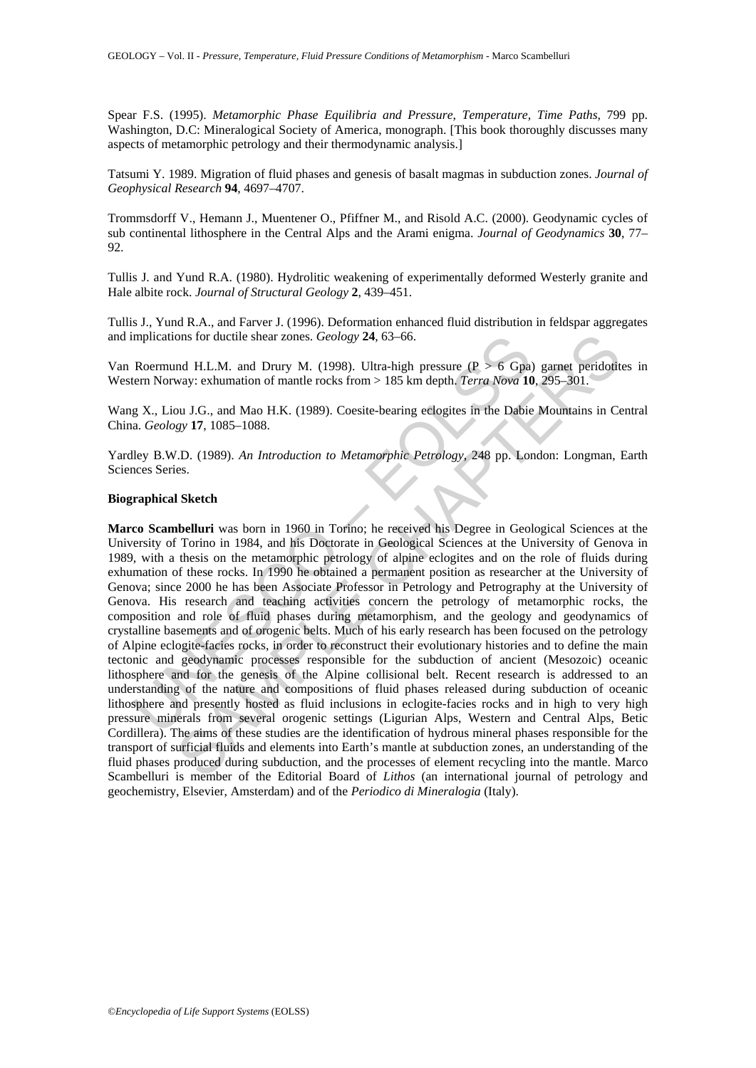Spear F.S. (1995). *Metamorphic Phase Equilibria and Pressure, Temperature, Time Paths,* 799 pp. Washington, D.C: Mineralogical Society of America, monograph. [This book thoroughly discusses many aspects of metamorphic petrology and their thermodynamic analysis.]

Tatsumi Y. 1989. Migration of fluid phases and genesis of basalt magmas in subduction zones. *Journal of Geophysical Research* **94**, 4697–4707.

Trommsdorff V., Hemann J., Muentener O., Pfiffner M., and Risold A.C. (2000). Geodynamic cycles of sub continental lithosphere in the Central Alps and the Arami enigma. *Journal of Geodynamics* **30**, 77–92.

Tullis J. and Yund R.A. (1980). Hydrolitic weakening of experimentally deformed Westerly granite and Hale albite rock. *Journal of Structural Geology* **2**, 439–451.

Tullis J., Yund R.A., and Farver J. (1996). Deformation enhanced fluid distribution in feldspar aggregates and implications for ductile shear zones. *Geology* **24**, 63–66.

Van Roermund H.L.M. and Drury M. (1998). Ultra-high pressure (P > 6 Gpa) garnet peridotites in Western Norway: exhumation of mantle rocks from > 185 km depth. *Terra Nova* **10**, 295–301.

Wang X., Liou J.G., and Mao H.K. (1989). Coesite-bearing eclogites in the Dabie Mountains in Central China. *Geology* **17**, 1085–1088.

Yardley B.W.D. (1989). *An Introduction to Metamorphic Petrology,* 248 pp. London: Longman, Earth Sciences Series.

**Biographical Sketch**

**Marco Scambelluri** was born in 1960 in Torino; he received his Degree in Geological Sciences at the University of Torino in 1984, and his Doctorate in Geological Sciences at the University of Genova in 1989, with a thesis on the metamorphic petrology of alpine eclogites and on the role of fluids during exhumation of these rocks. In 1990 he obtained a permanent position as researcher at the University of Genova; since 2000 he has been Associate Professor in Petrology and Petrography at the University of Genova. His research and teaching activities concern the petrology of metamorphic rocks, the composition and role of fluid phases during metamorphism, and the geology and geodynamics of crystalline basements and of orogenic belts. Much of his early research has been focused on the petrology of Alpine eclogite-facies rocks, in order to reconstruct their evolutionary histories and to define the main tectonic and geodynamic processes responsible for the subduction of ancient (Mesozoic) oceanic lithosphere and for the genesis of the Alpine collisional belt. Recent research is addressed to an understanding of the nature and compositions of fluid phases released during subduction of oceanic lithosphere and presently hosted as fluid inclusions in eclogite-facies rocks and in high to very high pressure minerals from several orogenic settings (Ligurian Alps, Western and Central Alps, Betic Cordillera). The aims of these studies are the identification of hydrous mineral phases responsible for the transport of surficial fluids and elements into Earth's mantle at subduction zones, an understanding of the fluid phases produced during subduction, and the processes of element recycling into the mantle. Marco Scambelluri is member of the Editorial Board of *Lithos* (an international journal of petrology and geochemistry, Elsevier, Amsterdam) and of the *Periodico di Mineralogia* (Italy).